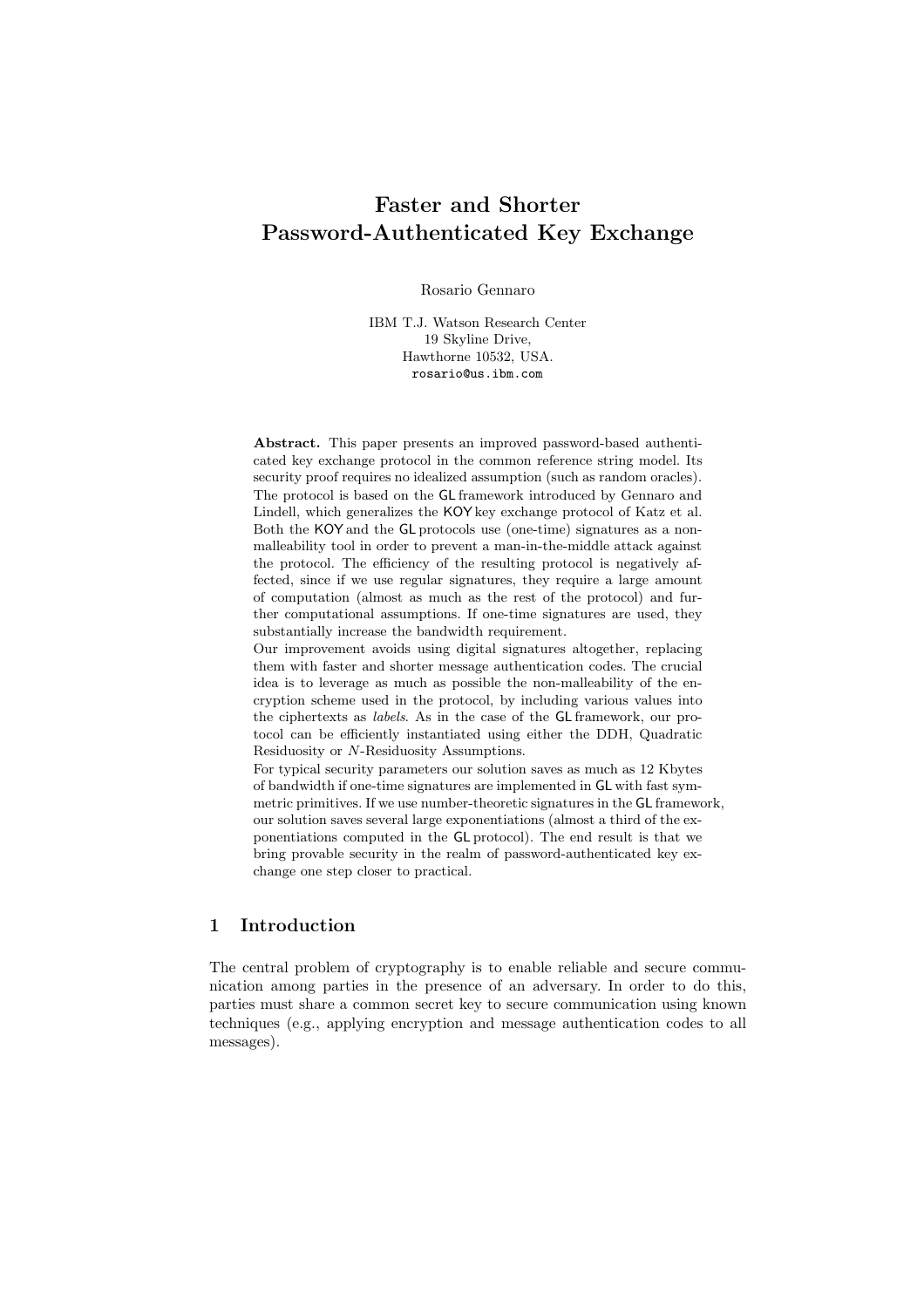# Faster and Shorter Password-Authenticated Key Exchange

Rosario Gennaro

IBM T.J. Watson Research Center
19 Skyline Drive,
Hawthorne 10532, USA.
rosario@us.ibm.com

**Abstract.** This paper presents an improved password-based authenticated key exchange protocol in the common reference string model. Its security proof requires no idealized assumption (such as random oracles). The protocol is based on the GL framework introduced by Gennaro and Lindell, which generalizes the KOY key exchange protocol of Katz et al. Both the KOY and the GL protocols use (one-time) signatures as a non-malleability tool in order to prevent a man-in-the-middle attack against the protocol. The efficiency of the resulting protocol is negatively affected, since if we use regular signatures, they require a large amount of computation (almost as much as the rest of the protocol) and further computational assumptions. If one-time signatures are used, they substantially increase the bandwidth requirement.

Our improvement avoids using digital signatures altogether, replacing them with faster and shorter message authentication codes. The crucial idea is to leverage as much as possible the non-malleability of the encryption scheme used in the protocol, by including various values into the ciphertexts as *labels*. As in the case of the GL framework, our protocol can be efficiently instantiated using either the DDH, Quadratic Residuosity or $N$-Residuosity Assumptions.

For typical security parameters our solution saves as much as 12 Kbytes of bandwidth if one-time signatures are implemented in GL with fast symmetric primitives. If we use number-theoretic signatures in the GL framework, our solution saves several large exponentiations (almost a third of the exponentiations computed in the GL protocol). The end result is that we bring provable security in the realm of password-authenticated key exchange one step closer to practical.

## 1 Introduction

The central problem of cryptography is to enable reliable and secure communication among parties in the presence of an adversary. In order to do this, parties must share a common secret key to secure communication using known techniques (e.g., applying encryption and message authentication codes to all messages).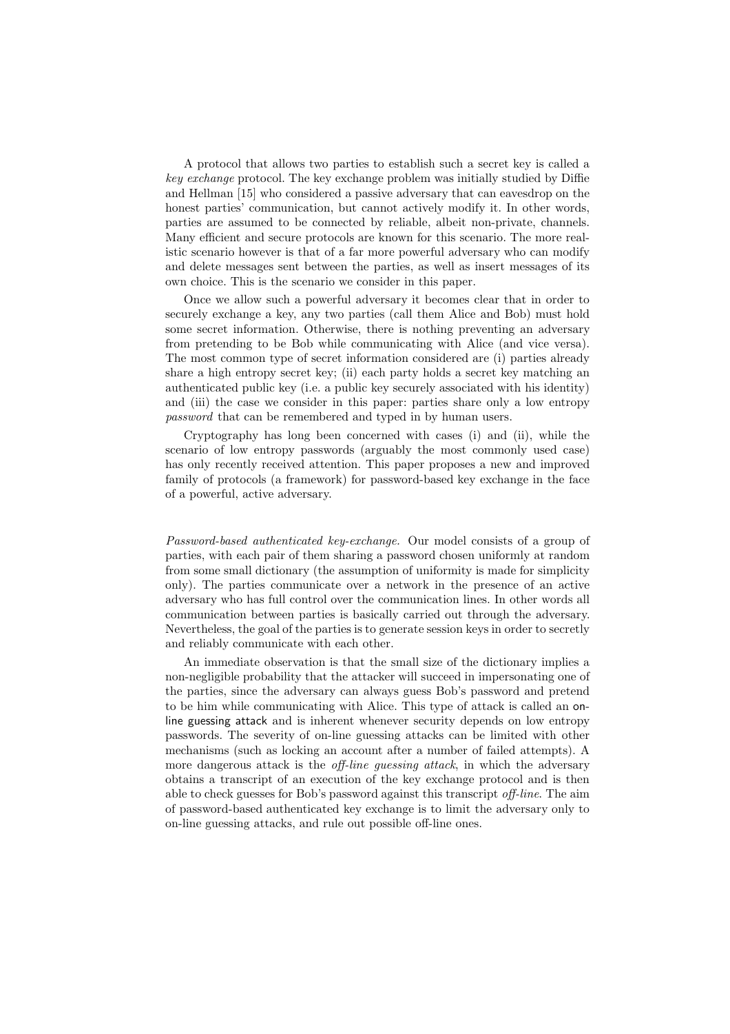A protocol that allows two parties to establish such a secret key is called a *key exchange* protocol. The key exchange problem was initially studied by Diffie and Hellman [15] who considered a passive adversary that can eavesdrop on the honest parties' communication, but cannot actively modify it. In other words, parties are assumed to be connected by reliable, albeit non-private, channels. Many efficient and secure protocols are known for this scenario. The more realistic scenario however is that of a far more powerful adversary who can modify and delete messages sent between the parties, as well as insert messages of its own choice. This is the scenario we consider in this paper.

Once we allow such a powerful adversary it becomes clear that in order to securely exchange a key, any two parties (call them Alice and Bob) must hold some secret information. Otherwise, there is nothing preventing an adversary from pretending to be Bob while communicating with Alice (and vice versa). The most common type of secret information considered are (i) parties already share a high entropy secret key; (ii) each party holds a secret key matching an authenticated public key (i.e. a public key securely associated with his identity) and (iii) the case we consider in this paper: parties share only a low entropy *password* that can be remembered and typed in by human users.

Cryptography has long been concerned with cases (i) and (ii), while the scenario of low entropy passwords (arguably the most commonly used case) has only recently received attention. This paper proposes a new and improved family of protocols (a framework) for password-based key exchange in the face of a powerful, active adversary.

*Password-based authenticated key-exchange.* Our model consists of a group of parties, with each pair of them sharing a password chosen uniformly at random from some small dictionary (the assumption of uniformity is made for simplicity only). The parties communicate over a network in the presence of an active adversary who has full control over the communication lines. In other words all communication between parties is basically carried out through the adversary. Nevertheless, the goal of the parties is to generate session keys in order to secretly and reliably communicate with each other.

An immediate observation is that the small size of the dictionary implies a non-negligible probability that the attacker will succeed in impersonating one of the parties, since the adversary can always guess Bob's password and pretend to be him while communicating with Alice. This type of attack is called an on-line guessing attack and is inherent whenever security depends on low entropy passwords. The severity of on-line guessing attacks can be limited with other mechanisms (such as locking an account after a number of failed attempts). A more dangerous attack is the *off-line guessing attack*, in which the adversary obtains a transcript of an execution of the key exchange protocol and is then able to check guesses for Bob's password against this transcript *off-line*. The aim of password-based authenticated key exchange is to limit the adversary only to on-line guessing attacks, and rule out possible off-line ones.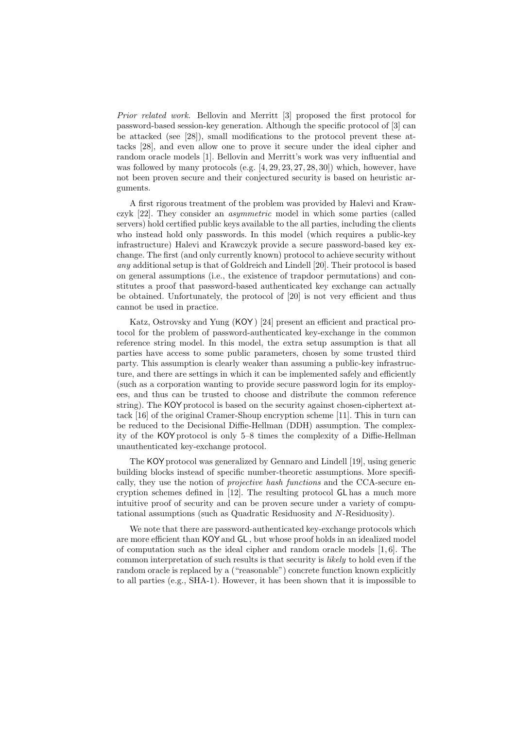*Prior related work.* Bellovin and Merritt [3] proposed the first protocol for password-based session-key generation. Although the specific protocol of [3] can be attacked (see [28]), small modifications to the protocol prevent these attacks [28], and even allow one to prove it secure under the ideal cipher and random oracle models [1]. Bellovin and Merritt's work was very influential and was followed by many protocols (e.g. [4, 29, 23, 27, 28, 30]) which, however, have not been proven secure and their conjectured security is based on heuristic arguments.

A first rigorous treatment of the problem was provided by Halevi and Krawczyk [22]. They consider an *asymmetric* model in which some parties (called servers) hold certified public keys available to the all parties, including the clients who instead hold only passwords. In this model (which requires a public-key infrastructure) Halevi and Krawczyk provide a secure password-based key exchange. The first (and only currently known) protocol to achieve security without *any* additional setup is that of Goldreich and Lindell [20]. Their protocol is based on general assumptions (i.e., the existence of trapdoor permutations) and constitutes a proof that password-based authenticated key exchange can actually be obtained. Unfortunately, the protocol of [20] is not very efficient and thus cannot be used in practice.

Katz, Ostrovsky and Yung (KOY) [24] present an efficient and practical protocol for the problem of password-authenticated key-exchange in the common reference string model. In this model, the extra setup assumption is that all parties have access to some public parameters, chosen by some trusted third party. This assumption is clearly weaker than assuming a public-key infrastructure, and there are settings in which it can be implemented safely and efficiently (such as a corporation wanting to provide secure password login for its employees, and thus can be trusted to choose and distribute the common reference string). The KOY protocol is based on the security against chosen-ciphertext attack [16] of the original Cramer-Shoup encryption scheme [11]. This in turn can be reduced to the Decisional Diffie-Hellman (DDH) assumption. The complexity of the KOY protocol is only 5–8 times the complexity of a Diffie-Hellman unauthenticated key-exchange protocol.

The KOY protocol was generalized by Gennaro and Lindell [19], using generic building blocks instead of specific number-theoretic assumptions. More specifically, they use the notion of *projective hash functions* and the CCA-secure encryption schemes defined in [12]. The resulting protocol GL has a much more intuitive proof of security and can be proven secure under a variety of computational assumptions (such as Quadratic Residuosity and $N$-Residuosity).

We note that there are password-authenticated key-exchange protocols which are more efficient than KOY and GL, but whose proof holds in an idealized model of computation such as the ideal cipher and random oracle models [1, 6]. The common interpretation of such results is that security is *likely* to hold even if the random oracle is replaced by a ("reasonable") concrete function known explicitly to all parties (e.g., SHA-1). However, it has been shown that it is impossible to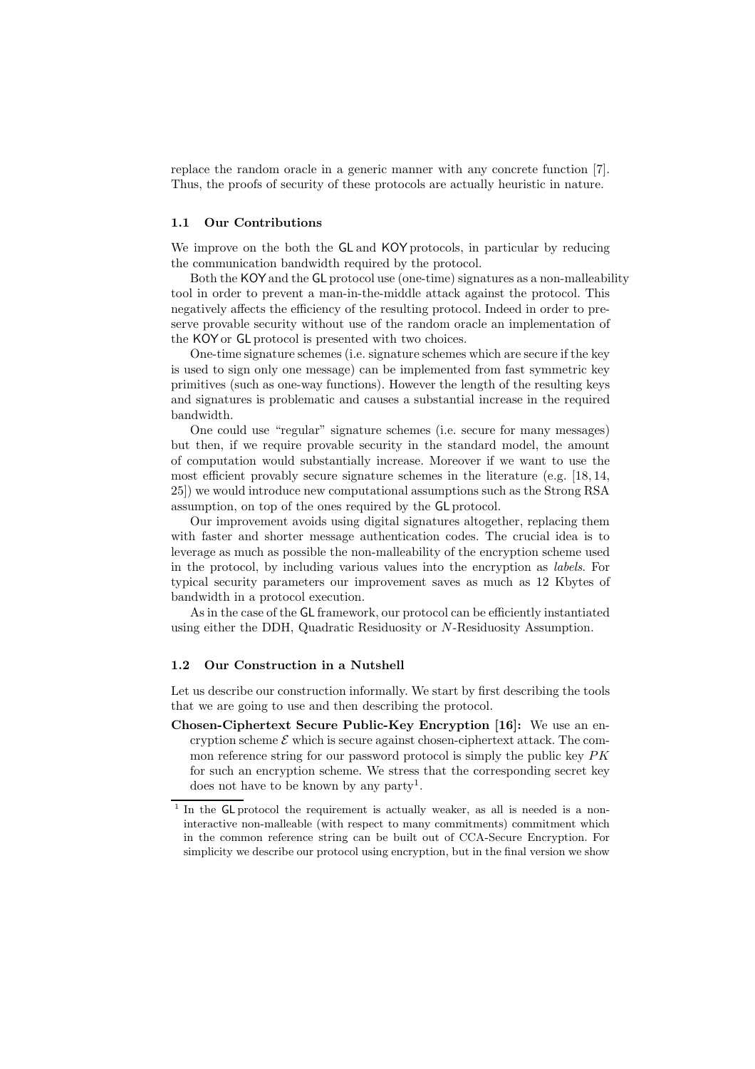replace the random oracle in a generic manner with any concrete function [7]. Thus, the proofs of security of these protocols are actually heuristic in nature.

### 1.1 Our Contributions

We improve on the both the GL and KOY protocols, in particular by reducing the communication bandwidth required by the protocol.

Both the KOY and the GL protocol use (one-time) signatures as a non-malleability tool in order to prevent a man-in-the-middle attack against the protocol. This negatively affects the efficiency of the resulting protocol. Indeed in order to preserve provable security without use of the random oracle an implementation of the KOY or GL protocol is presented with two choices.

One-time signature schemes (i.e. signature schemes which are secure if the key is used to sign only one message) can be implemented from fast symmetric key primitives (such as one-way functions). However the length of the resulting keys and signatures is problematic and causes a substantial increase in the required bandwidth.

One could use "regular" signature schemes (i.e. secure for many messages) but then, if we require provable security in the standard model, the amount of computation would substantially increase. Moreover if we want to use the most efficient provably secure signature schemes in the literature (e.g. [18, 14, 25]) we would introduce new computational assumptions such as the Strong RSA assumption, on top of the ones required by the GL protocol.

Our improvement avoids using digital signatures altogether, replacing them with faster and shorter message authentication codes. The crucial idea is to leverage as much as possible the non-malleability of the encryption scheme used in the protocol, by including various values into the encryption as *labels*. For typical security parameters our improvement saves as much as 12 Kbytes of bandwidth in a protocol execution.

As in the case of the GL framework, our protocol can be efficiently instantiated using either the DDH, Quadratic Residuosity or $N$-Residuosity Assumption.

### 1.2 Our Construction in a Nutshell

Let us describe our construction informally. We start by first describing the tools that we are going to use and then describing the protocol.

**Chosen-Ciphertext Secure Public-Key Encryption [16]:** We use an encryption scheme $\mathcal{E}$ which is secure against chosen-ciphertext attack. The common reference string for our password protocol is simply the public key $PK$ for such an encryption scheme. We stress that the corresponding secret key does not have to be known by any party[1].

[1] In the GL protocol the requirement is actually weaker, as all is needed is a non-interactive non-malleable (with respect to many commitments) commitment which in the common reference string can be built out of CCA-Secure Encryption. For simplicity we describe our protocol using encryption, but in the final version we show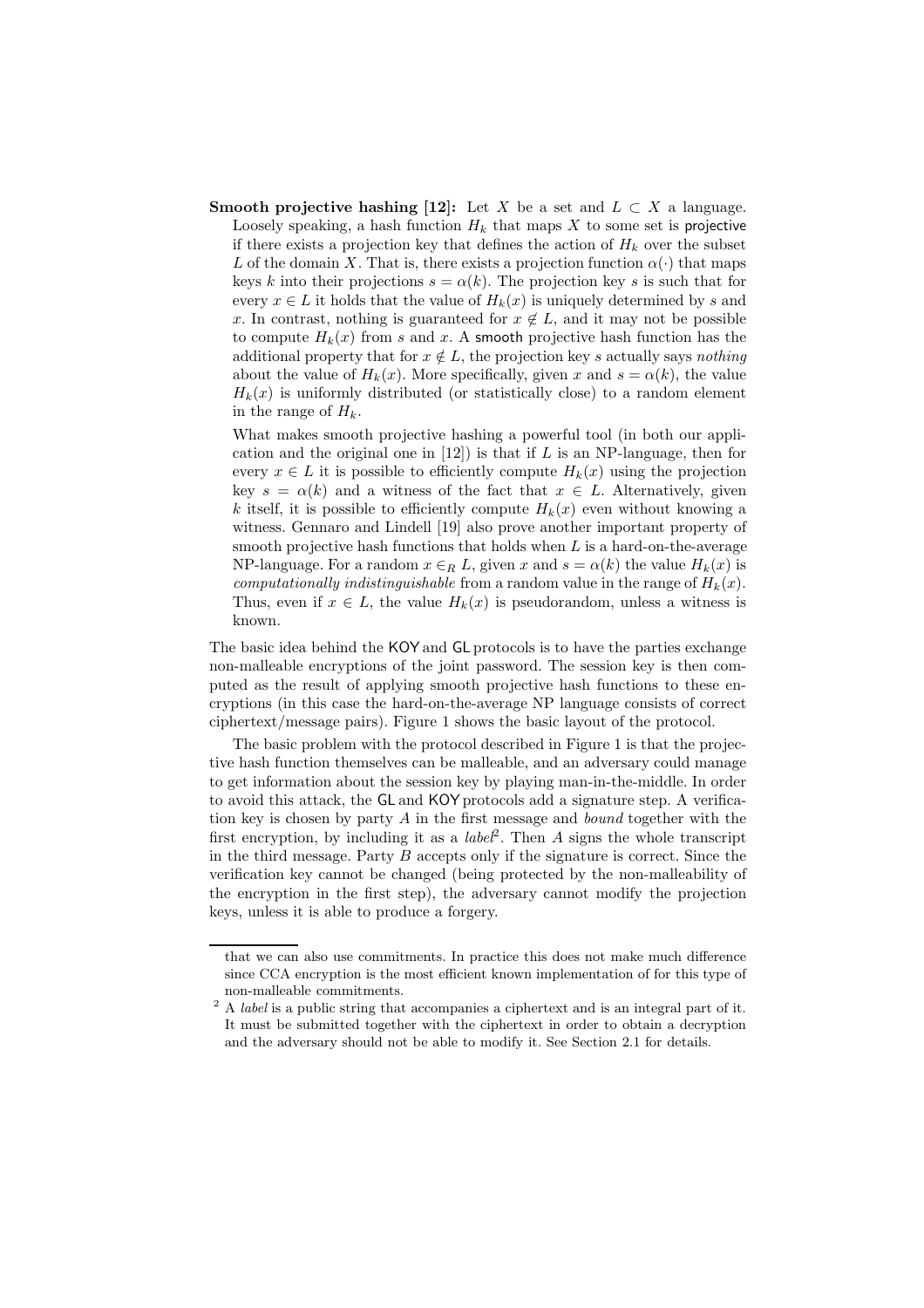**Smooth projective hashing [12]:** Let $X$ be a set and $L \subset X$ a language. Loosely speaking, a hash function $H_k$ that maps $X$ to some set is projective if there exists a projection key that defines the action of $H_k$ over the subset $L$ of the domain $X$. That is, there exists a projection function $\alpha(\cdot)$ that maps keys $k$ into their projections $s = \alpha(k)$. The projection key $s$ is such that for every $x \in L$ it holds that the value of $H_k(x)$ is uniquely determined by $s$ and $x$. In contrast, nothing is guaranteed for $x \notin L$, and it may not be possible to compute $H_k(x)$ from $s$ and $x$. A smooth projective hash function has the additional property that for $x \notin L$, the projection key $s$ actually says *nothing* about the value of $H_k(x)$. More specifically, given $x$ and $s = \alpha(k)$, the value $H_k(x)$ is uniformly distributed (or statistically close) to a random element in the range of $H_k$.

What makes smooth projective hashing a powerful tool (in both our application and the original one in [12]) is that if $L$ is an NP-language, then for every $x \in L$ it is possible to efficiently compute $H_k(x)$ using the projection key $s = \alpha(k)$ and a witness of the fact that $x \in L$. Alternatively, given $k$ itself, it is possible to efficiently compute $H_k(x)$ even without knowing a witness. Gennaro and Lindell [19] also prove another important property of smooth projective hash functions that holds when $L$ is a hard-on-the-average NP-language. For a random $x \in_R L$, given $x$ and $s = \alpha(k)$ the value $H_k(x)$ is *computationally indistinguishable* from a random value in the range of $H_k(x)$. Thus, even if $x \in L$, the value $H_k(x)$ is pseudorandom, unless a witness is known.

The basic idea behind the KOY and GL protocols is to have the parties exchange non-malleable encryptions of the joint password. The session key is then computed as the result of applying smooth projective hash functions to these encryptions (in this case the hard-on-the-average NP language consists of correct ciphertext/message pairs). Figure 1 shows the basic layout of the protocol.

The basic problem with the protocol described in Figure 1 is that the projective hash function themselves can be malleable, and an adversary could manage to get information about the session key by playing man-in-the-middle. In order to avoid this attack, the GL and KOY protocols add a signature step. A verification key is chosen by party $A$ in the first message and *bound* together with the first encryption, by including it as a *label*[2]. Then $A$ signs the whole transcript in the third message. Party $B$ accepts only if the signature is correct. Since the verification key cannot be changed (being protected by the non-malleability of the encryption in the first step), the adversary cannot modify the projection keys, unless it is able to produce a forgery.

---

that we can also use commitments. In practice this does not make much difference since CCA encryption is the most efficient known implementation of for this type of non-malleable commitments.

[2] A *label* is a public string that accompanies a ciphertext and is an integral part of it. It must be submitted together with the ciphertext in order to obtain a decryption and the adversary should not be able to modify it. See Section 2.1 for details.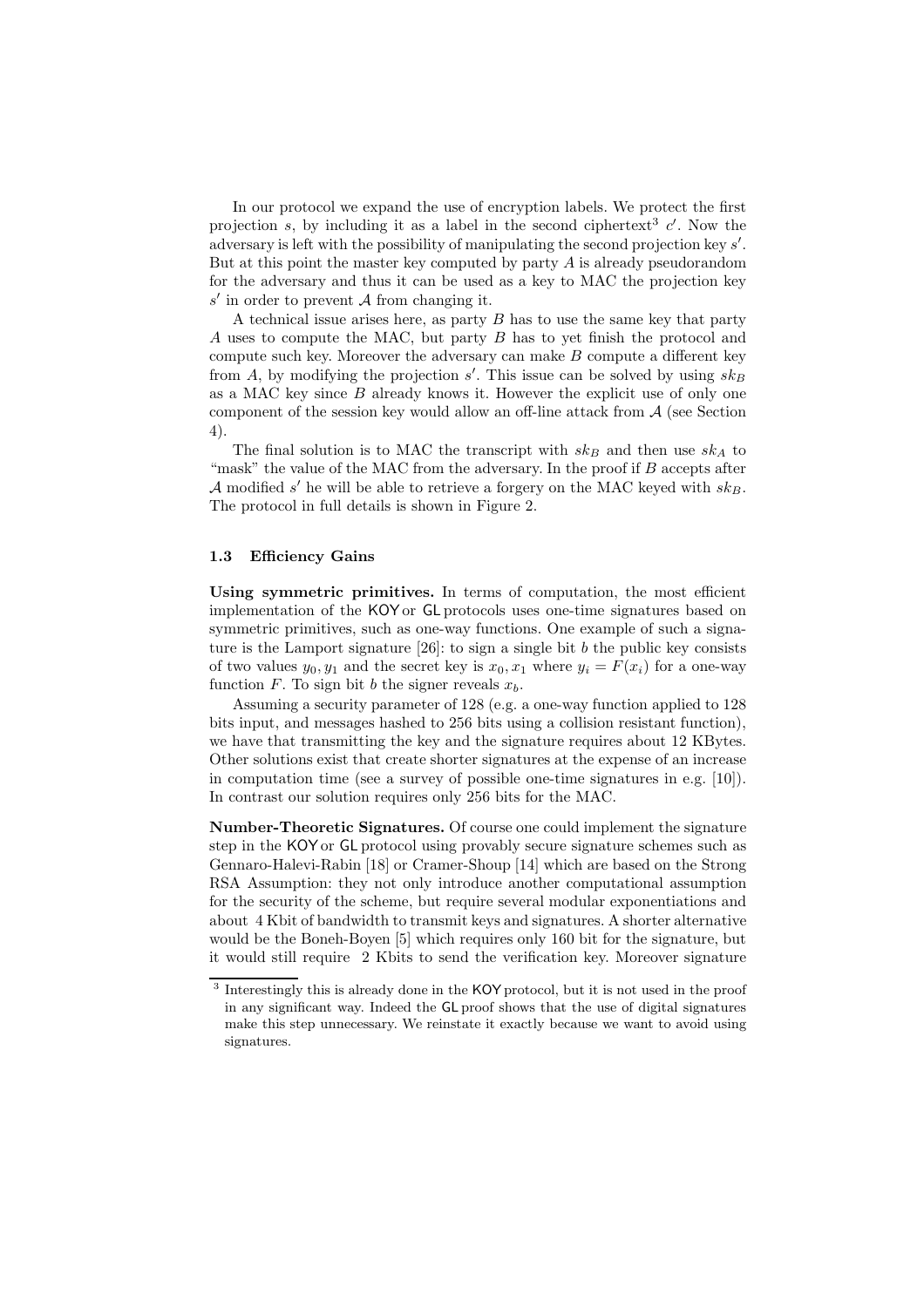In our protocol we expand the use of encryption labels. We protect the first projection $s$, by including it as a label in the second ciphertext[3] $c'$. Now the adversary is left with the possibility of manipulating the second projection key $s'$. But at this point the master key computed by party $A$ is already pseudorandom for the adversary and thus it can be used as a key to MAC the projection key $s'$ in order to prevent $\mathcal{A}$ from changing it.

A technical issue arises here, as party $B$ has to use the same key that party $A$ uses to compute the MAC, but party $B$ has to yet finish the protocol and compute such key. Moreover the adversary can make $B$ compute a different key from $A$, by modifying the projection $s'$. This issue can be solved by using $sk_B$ as a MAC key since $B$ already knows it. However the explicit use of only one component of the session key would allow an off-line attack from $\mathcal{A}$ (see Section 4).

The final solution is to MAC the transcript with $sk_B$ and then use $sk_A$ to "mask" the value of the MAC from the adversary. In the proof if $B$ accepts after $\mathcal{A}$ modified $s'$ he will be able to retrieve a forgery on the MAC keyed with $sk_B$. The protocol in full details is shown in Figure 2.

### 1.3 Efficiency Gains

**Using symmetric primitives.** In terms of computation, the most efficient implementation of the KOY or GL protocols uses one-time signatures based on symmetric primitives, such as one-way functions. One example of such a signature is the Lamport signature [26]: to sign a single bit $b$ the public key consists of two values $y_0, y_1$ and the secret key is $x_0, x_1$ where $y_i = F(x_i)$ for a one-way function $F$. To sign bit $b$ the signer reveals $x_b$.

Assuming a security parameter of 128 (e.g. a one-way function applied to 128 bits input, and messages hashed to 256 bits using a collision resistant function), we have that transmitting the key and the signature requires about 12 KBytes. Other solutions exist that create shorter signatures at the expense of an increase in computation time (see a survey of possible one-time signatures in e.g. [10]). In contrast our solution requires only 256 bits for the MAC.

**Number-Theoretic Signatures.** Of course one could implement the signature step in the KOY or GL protocol using provably secure signature schemes such as Gennaro-Halevi-Rabin [18] or Cramer-Shoup [14] which are based on the Strong RSA Assumption: they not only introduce another computational assumption for the security of the scheme, but require several modular exponentiations and about 4 Kbit of bandwidth to transmit keys and signatures. A shorter alternative would be the Boneh-Boyen [5] which requires only 160 bit for the signature, but it would still require 2 Kbits to send the verification key. Moreover signature

[3] Interestingly this is already done in the KOY protocol, but it is not used in the proof in any significant way. Indeed the GL proof shows that the use of digital signatures make this step unnecessary. We reinstate it exactly because we want to avoid using signatures.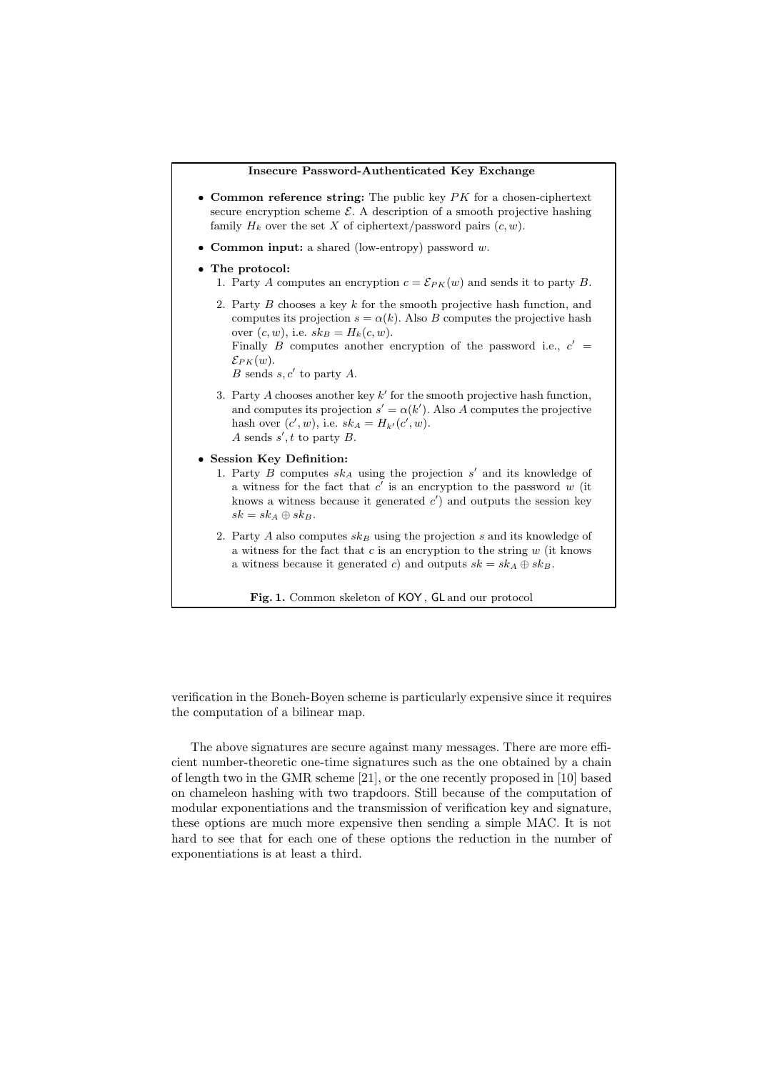**Insecure Password-Authenticated Key Exchange**

- **Common reference string:** The public key $PK$ for a chosen-ciphertext secure encryption scheme $\mathcal{E}$. A description of a smooth projective hashing family $H_k$ over the set $X$ of ciphertext/password pairs $(c, w)$.
- **Common input:** a shared (low-entropy) password $w$.
- **The protocol:**
  1. Party $A$ computes an encryption $c = \mathcal{E}_{PK}(w)$ and sends it to party $B$.
  2. Party $B$ chooses a key $k$ for the smooth projective hash function, and computes its projection $s = \alpha(k)$. Also $B$ computes the projective hash over $(c, w)$, i.e. $sk_B = H_k(c, w)$.
     Finally $B$ computes another encryption of the password i.e., $c' = \mathcal{E}_{PK}(w)$.
     $B$ sends $s, c'$ to party $A$.
  3. Party $A$ chooses another key $k'$ for the smooth projective hash function, and computes its projection $s' = \alpha(k')$. Also $A$ computes the projective hash over $(c', w)$, i.e. $sk_A = H_{k'}(c', w)$.
     $A$ sends $s', t$ to party $B$.
- **Session Key Definition:**
  1. Party $B$ computes $sk_A$ using the projection $s'$ and its knowledge of a witness for the fact that $c'$ is an encryption to the password $w$ (it knows a witness because it generated $c'$) and outputs the session key $sk = sk_A \oplus sk_B$.
  2. Party $A$ also computes $sk_B$ using the projection $s$ and its knowledge of a witness for the fact that $c$ is an encryption to the string $w$ (it knows a witness because it generated $c$) and outputs $sk = sk_A \oplus sk_B$.

**Fig. 1.** Common skeleton of KOY , GL and our protocol

verification in the Boneh-Boyen scheme is particularly expensive since it requires the computation of a bilinear map.

The above signatures are secure against many messages. There are more efficient number-theoretic one-time signatures such as the one obtained by a chain of length two in the GMR scheme [21], or the one recently proposed in [10] based on chameleon hashing with two trapdoors. Still because of the computation of modular exponentiations and the transmission of verification key and signature, these options are much more expensive then sending a simple MAC. It is not hard to see that for each one of these options the reduction in the number of exponentiations is at least a third.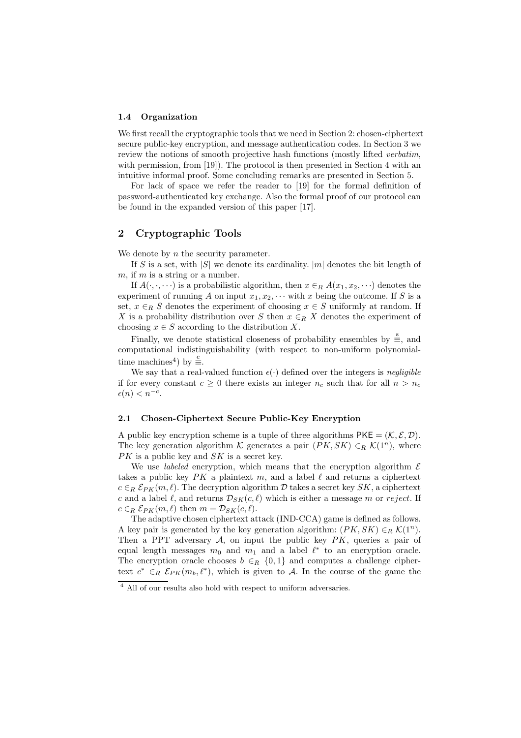### 1.4 Organization

We first recall the cryptographic tools that we need in Section 2: chosen-ciphertext secure public-key encryption, and message authentication codes. In Section 3 we review the notions of smooth projective hash functions (mostly lifted *verbatim*, with permission, from [19]). The protocol is then presented in Section 4 with an intuitive informal proof. Some concluding remarks are presented in Section 5.

For lack of space we refer the reader to [19] for the formal definition of password-authenticated key exchange. Also the formal proof of our protocol can be found in the expanded version of this paper [17].

## 2 Cryptographic Tools

We denote by $n$ the security parameter.

If $S$ is a set, with $|S|$ we denote its cardinality. $|m|$ denotes the bit length of $m$, if $m$ is a string or a number.

If $A(\cdot, \cdot, \cdots)$ is a probabilistic algorithm, then $x \in_R A(x_1, x_2, \cdots)$ denotes the experiment of running $A$ on input $x_1, x_2, \cdots$ with $x$ being the outcome. If $S$ is a set, $x \in_R S$ denotes the experiment of choosing $x \in S$ uniformly at random. If $X$ is a probability distribution over $S$ then $x \in_R X$ denotes the experiment of choosing $x \in S$ according to the distribution $X$.

Finally, we denote statistical closeness of probability ensembles by $\stackrel{s}{\equiv}$, and computational indistinguishability (with respect to non-uniform polynomial-time machines[4]) by $\stackrel{c}{\equiv}$.

We say that a real-valued function $\epsilon(\cdot)$ defined over the integers is *negligible* if for every constant $c \geq 0$ there exists an integer $n_c$ such that for all $n > n_c$ $\epsilon(n) < n^{-c}$.

### 2.1 Chosen-Ciphertext Secure Public-Key Encryption

A public key encryption scheme is a tuple of three algorithms $\mathsf{PKE} = (\mathcal{K}, \mathcal{E}, \mathcal{D})$. The key generation algorithm $\mathcal{K}$ generates a pair $(PK, SK) \in_R \mathcal{K}(1^n)$, where $PK$ is a public key and $SK$ is a secret key.

We use *labeled* encryption, which means that the encryption algorithm $\mathcal{E}$ takes a public key $PK$ a plaintext $m$, and a label $\ell$ and returns a ciphertext $c \in_R \mathcal{E}_{PK}(m, \ell)$. The decryption algorithm $\mathcal{D}$ takes a secret key $SK$, a ciphertext $c$ and a label $\ell$, and returns $\mathcal{D}_{SK}(c, \ell)$ which is either a message $m$ or *reject*. If $c \in_R \mathcal{E}_{PK}(m, \ell)$ then $m = \mathcal{D}_{SK}(c, \ell)$.

The adaptive chosen ciphertext attack (IND-CCA) game is defined as follows. A key pair is generated by the key generation algorithm: $(PK, SK) \in_R \mathcal{K}(1^n)$. Then a PPT adversary $\mathcal{A}$, on input the public key $PK$, queries a pair of equal length messages $m_0$ and $m_1$ and a label $\ell^*$ to an encryption oracle. The encryption oracle chooses $b \in_R \{0, 1\}$ and computes a challenge ciphertext $c^* \in_R \mathcal{E}_{PK}(m_b, \ell^*)$, which is given to $\mathcal{A}$. In the course of the game the

[4] All of our results also hold with respect to uniform adversaries.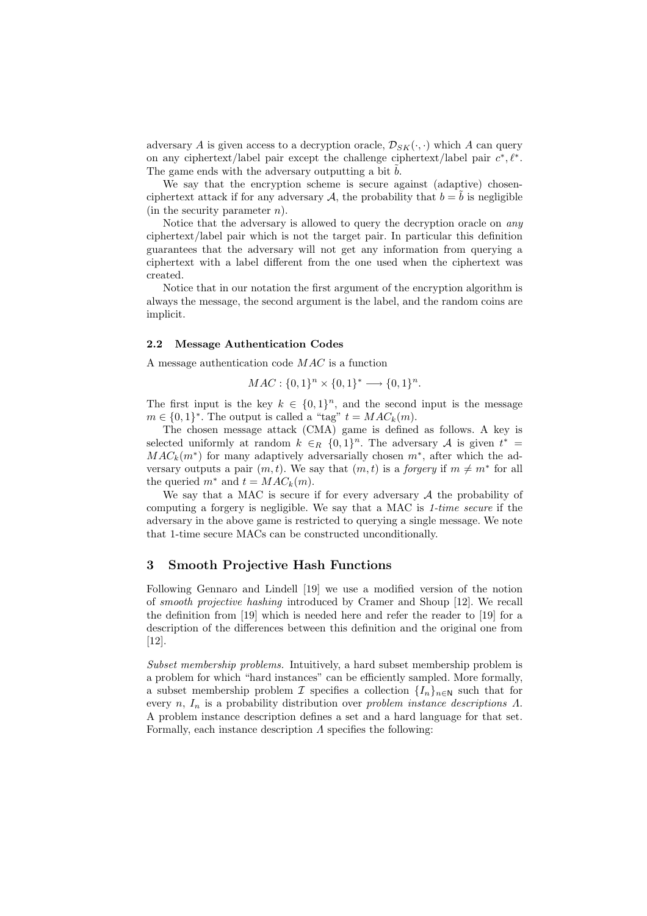adversary $A$ is given access to a decryption oracle, $\mathcal{D}_{SK}(\cdot,\cdot)$ which $A$ can query on any ciphertext/label pair except the challenge ciphertext/label pair $c^*, \ell^*$. The game ends with the adversary outputting a bit $\tilde{b}$.

We say that the encryption scheme is secure against (adaptive) chosen-ciphertext attack if for any adversary $\mathcal{A}$, the probability that $b = \tilde{b}$ is negligible (in the security parameter $n$).

Notice that the adversary is allowed to query the decryption oracle on *any* ciphertext/label pair which is not the target pair. In particular this definition guarantees that the adversary will not get any information from querying a ciphertext with a label different from the one used when the ciphertext was created.

Notice that in our notation the first argument of the encryption algorithm is always the message, the second argument is the label, and the random coins are implicit.

### 2.2 Message Authentication Codes

A message authentication code $MAC$ is a function

$$MAC : \{0,1\}^n \times \{0,1\}^* \longrightarrow \{0,1\}^n.$$

The first input is the key $k \in \{0,1\}^n$, and the second input is the message $m \in \{0,1\}^*$. The output is called a "tag" $t = MAC_k(m)$.

The chosen message attack (CMA) game is defined as follows. A key is selected uniformly at random $k \in_R \{0,1\}^n$. The adversary $\mathcal{A}$ is given $t^* = MAC_k(m^*)$ for many adaptively adversarially chosen $m^*$, after which the adversary outputs a pair $(m,t)$. We say that $(m,t)$ is a *forgery* if $m \neq m^*$ for all the queried $m^*$ and $t = MAC_k(m)$.

We say that a MAC is secure if for every adversary $\mathcal{A}$ the probability of computing a forgery is negligible. We say that a MAC is *1-time secure* if the adversary in the above game is restricted to querying a single message. We note that 1-time secure MACs can be constructed unconditionally.

## 3 Smooth Projective Hash Functions

Following Gennaro and Lindell [19] we use a modified version of the notion of *smooth projective hashing* introduced by Cramer and Shoup [12]. We recall the definition from [19] which is needed here and refer the reader to [19] for a description of the differences between this definition and the original one from [12].

*Subset membership problems.* Intuitively, a hard subset membership problem is a problem for which "hard instances" can be efficiently sampled. More formally, a subset membership problem $\mathcal{I}$ specifies a collection $\{I_n\}_{n \in \mathsf{N}}$ such that for every $n$, $I_n$ is a probability distribution over *problem instance descriptions* $\Lambda$. A problem instance description defines a set and a hard language for that set. Formally, each instance description $\Lambda$ specifies the following: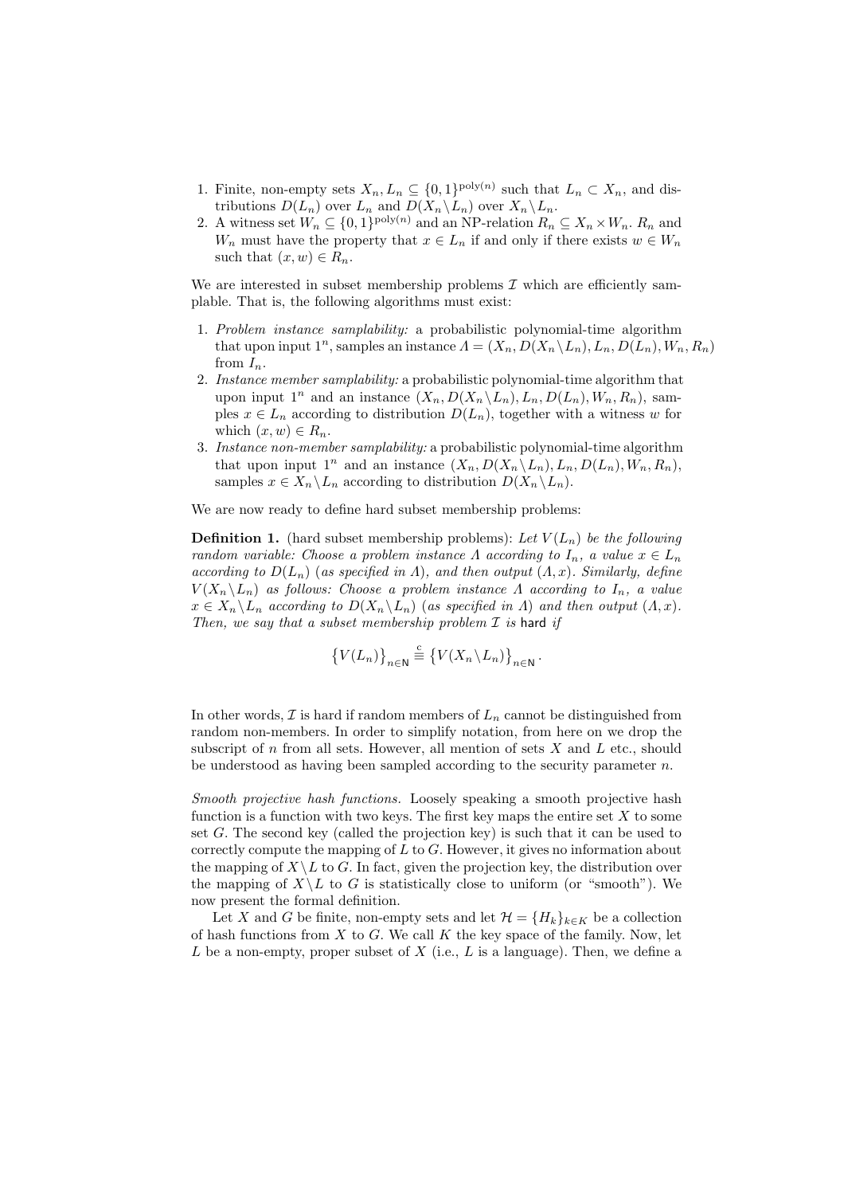1. Finite, non-empty sets $X_n, L_n \subseteq \{0,1\}^{\text{poly}(n)}$ such that $L_n \subset X_n$, and distributions $D(L_n)$ over $L_n$ and $D(X_n \backslash L_n)$ over $X_n \backslash L_n$.
2. A witness set $W_n \subseteq \{0,1\}^{\text{poly}(n)}$ and an NP-relation $R_n \subseteq X_n \times W_n$. $R_n$ and $W_n$ must have the property that $x \in L_n$ if and only if there exists $w \in W_n$ such that $(x, w) \in R_n$.

We are interested in subset membership problems $\mathcal{I}$ which are efficiently samplable. That is, the following algorithms must exist:

1. *Problem instance samplability:* a probabilistic polynomial-time algorithm that upon input $1^n$, samples an instance $\Lambda = (X_n, D(X_n \backslash L_n), L_n, D(L_n), W_n, R_n)$ from $I_n$.
2. *Instance member samplability:* a probabilistic polynomial-time algorithm that upon input $1^n$ and an instance $(X_n, D(X_n \backslash L_n), L_n, D(L_n), W_n, R_n)$, samples $x \in L_n$ according to distribution $D(L_n)$, together with a witness $w$ for which $(x, w) \in R_n$.
3. *Instance non-member samplability:* a probabilistic polynomial-time algorithm that upon input $1^n$ and an instance $(X_n, D(X_n \backslash L_n), L_n, D(L_n), W_n, R_n)$, samples $x \in X_n \backslash L_n$ according to distribution $D(X_n \backslash L_n)$.

We are now ready to define hard subset membership problems:

**Definition 1.** (hard subset membership problems): *Let $V(L_n)$ be the following random variable: Choose a problem instance $\Lambda$ according to $I_n$, a value $x \in L_n$ according to $D(L_n)$ (as specified in $\Lambda$), and then output $(\Lambda, x)$. Similarly, define $V(X_n \backslash L_n)$ as follows: Choose a problem instance $\Lambda$ according to $I_n$, a value $x \in X_n \backslash L_n$ according to $D(X_n \backslash L_n)$ (as specified in $\Lambda$) and then output $(\Lambda, x)$. Then, we say that a subset membership problem $\mathcal{I}$ is* hard *if*

$$\left\{V(L_n)\right\}_{n \in \mathsf{N}} \stackrel{c}{\equiv} \left\{V(X_n \backslash L_n)\right\}_{n \in \mathsf{N}}.$$

In other words, $\mathcal{I}$ is hard if random members of $L_n$ cannot be distinguished from random non-members. In order to simplify notation, from here on we drop the subscript of $n$ from all sets. However, all mention of sets $X$ and $L$ etc., should be understood as having been sampled according to the security parameter $n$.

*Smooth projective hash functions.* Loosely speaking a smooth projective hash function is a function with two keys. The first key maps the entire set $X$ to some set $G$. The second key (called the projection key) is such that it can be used to correctly compute the mapping of $L$ to $G$. However, it gives no information about the mapping of $X \backslash L$ to $G$. In fact, given the projection key, the distribution over the mapping of $X \backslash L$ to $G$ is statistically close to uniform (or "smooth"). We now present the formal definition.

Let $X$ and $G$ be finite, non-empty sets and let $\mathcal{H} = \{H_k\}_{k \in K}$ be a collection of hash functions from $X$ to $G$. We call $K$ the key space of the family. Now, let $L$ be a non-empty, proper subset of $X$ (i.e., $L$ is a language). Then, we define a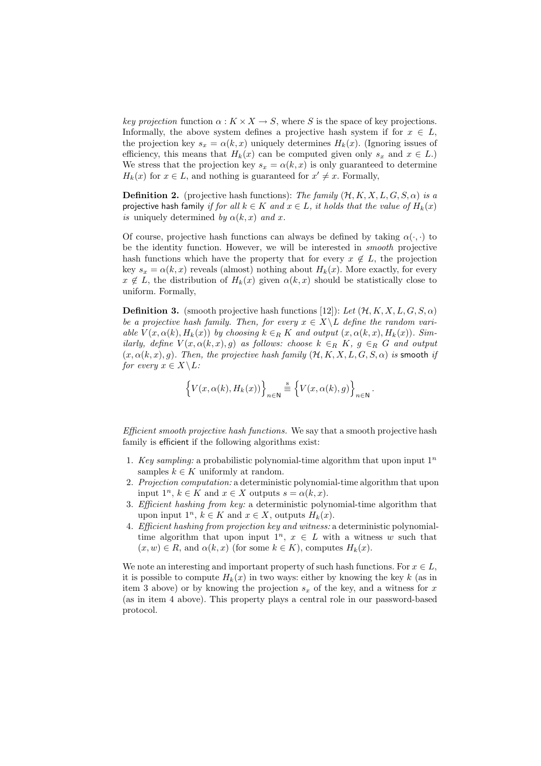*key projection* function $\alpha : K \times X \rightarrow S$, where $S$ is the space of key projections. Informally, the above system defines a projective hash system if for $x \in L$, the projection key $s_x = \alpha(k, x)$ uniquely determines $H_k(x)$. (Ignoring issues of efficiency, this means that $H_k(x)$ can be computed given only $s_x$ and $x \in L$.) We stress that the projection key $s_x = \alpha(k, x)$ is only guaranteed to determine $H_k(x)$ for $x \in L$, and nothing is guaranteed for $x' \neq x$. Formally,

**Definition 2.** (projective hash functions): *The family $(\mathcal{H}, K, X, L, G, S, \alpha)$ is a* projective hash family *if for all $k \in K$ and $x \in L$, it holds that the value of $H_k(x)$ is* uniquely determined *by $\alpha(k, x)$ and $x$.*

Of course, projective hash functions can always be defined by taking $\alpha(\cdot, \cdot)$ to be the identity function. However, we will be interested in *smooth* projective hash functions which have the property that for every $x \notin L$, the projection key $s_x = \alpha(k, x)$ reveals (almost) nothing about $H_k(x)$. More exactly, for every $x \notin L$, the distribution of $H_k(x)$ given $\alpha(k, x)$ should be statistically close to uniform. Formally,

**Definition 3.** (smooth projective hash functions [12]): *Let $(\mathcal{H}, K, X, L, G, S, \alpha)$ be a projective hash family. Then, for every $x \in X \backslash L$ define the random variable $V(x, \alpha(k), H_k(x))$ by choosing $k \in_R K$ and output $(x, \alpha(k, x), H_k(x))$. Similarly, define $V(x, \alpha(k, x), g)$ as follows: choose $k \in_R K$, $g \in_R G$ and output $(x, \alpha(k, x), g)$. Then, the projective hash family $(\mathcal{H}, K, X, L, G, S, \alpha)$ is* smooth *if for every $x \in X \backslash L$:*

$$\left\{ V(x, \alpha(k), H_k(x)) \right\}_{n \in \mathsf{N}} \stackrel{\mathrm{s}}{\equiv} \left\{ V(x, \alpha(k), g) \right\}_{n \in \mathsf{N}}.$$

*Efficient smooth projective hash functions.* We say that a smooth projective hash family is efficient if the following algorithms exist:

1. *Key sampling:* a probabilistic polynomial-time algorithm that upon input $1^n$ samples $k \in K$ uniformly at random.
2. *Projection computation:* a deterministic polynomial-time algorithm that upon input $1^n$, $k \in K$ and $x \in X$ outputs $s = \alpha(k, x)$.
3. *Efficient hashing from key:* a deterministic polynomial-time algorithm that upon input $1^n$, $k \in K$ and $x \in X$, outputs $H_k(x)$.
4. *Efficient hashing from projection key and witness:* a deterministic polynomial-time algorithm that upon input $1^n$, $x \in L$ with a witness $w$ such that $(x, w) \in R$, and $\alpha(k, x)$ (for some $k \in K$), computes $H_k(x)$.

We note an interesting and important property of such hash functions. For $x \in L$, it is possible to compute $H_k(x)$ in two ways: either by knowing the key $k$ (as in item 3 above) or by knowing the projection $s_x$ of the key, and a witness for $x$ (as in item 4 above). This property plays a central role in our password-based protocol.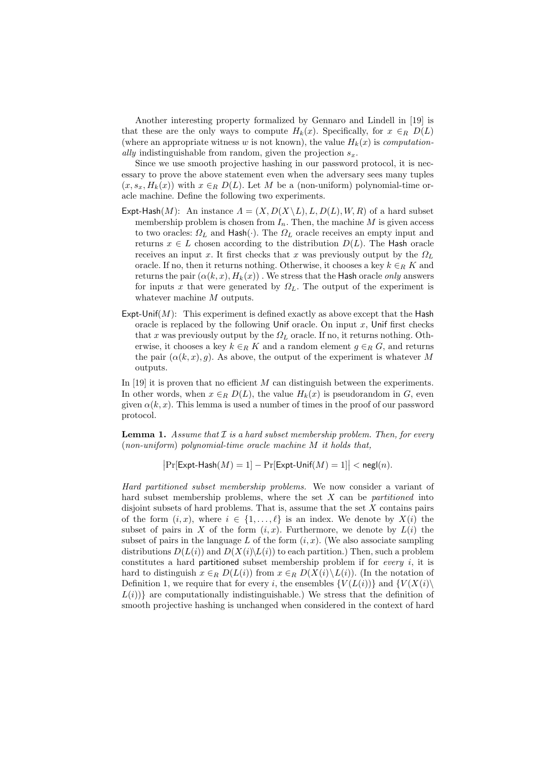Another interesting property formalized by Gennaro and Lindell in [19] is that these are the only ways to compute $H_k(x)$. Specifically, for $x \in_R D(L)$ (where an appropriate witness $w$ is not known), the value $H_k(x)$ is *computationally* indistinguishable from random, given the projection $s_x$.

Since we use smooth projective hashing in our password protocol, it is necessary to prove the above statement even when the adversary sees many tuples $(x, s_x, H_k(x))$ with $x \in_R D(L)$. Let $M$ be a (non-uniform) polynomial-time oracle machine. Define the following two experiments.

- Expt-Hash($M$): An instance $\Lambda = (X, D(X \setminus L), L, D(L), W, R)$ of a hard subset membership problem is chosen from $I_n$. Then, the machine $M$ is given access to two oracles: $\Omega_L$ and $\mathsf{Hash}(\cdot)$. The $\Omega_L$ oracle receives an empty input and returns $x \in L$ chosen according to the distribution $D(L)$. The Hash oracle receives an input $x$. It first checks that $x$ was previously output by the $\Omega_L$ oracle. If no, then it returns nothing. Otherwise, it chooses a key $k \in_R K$ and returns the pair $(\alpha(k,x), H_k(x))$ . We stress that the Hash oracle *only* answers for inputs $x$ that were generated by $\Omega_L$. The output of the experiment is whatever machine $M$ outputs.
- Expt-Unif($M$): This experiment is defined exactly as above except that the Hash oracle is replaced by the following Unif oracle. On input $x$, Unif first checks that $x$ was previously output by the $\Omega_L$ oracle. If no, it returns nothing. Otherwise, it chooses a key $k \in_R K$ and a random element $g \in_R G$, and returns the pair $(\alpha(k,x), g)$. As above, the output of the experiment is whatever $M$ outputs.

In [19] it is proven that no efficient $M$ can distinguish between the experiments. In other words, when $x \in_R D(L)$, the value $H_k(x)$ is pseudorandom in $G$, even given $\alpha(k,x)$. This lemma is used a number of times in the proof of our password protocol.

**Lemma 1.** *Assume that $\mathcal{I}$ is a hard subset membership problem. Then, for every (non-uniform) polynomial-time oracle machine $M$ it holds that,*

$$\left|\Pr[\mathsf{Expt\text{-}Hash}(M) = 1] - \Pr[\mathsf{Expt\text{-}Unif}(M) = 1]\right| < \mathsf{negl}(n).$$

*Hard partitioned subset membership problems.* We now consider a variant of hard subset membership problems, where the set $X$ can be *partitioned* into disjoint subsets of hard problems. That is, assume that the set $X$ contains pairs of the form $(i,x)$, where $i \in \{1,\ldots,\ell\}$ is an index. We denote by $X(i)$ the subset of pairs in $X$ of the form $(i,x)$. Furthermore, we denote by $L(i)$ the subset of pairs in the language $L$ of the form $(i,x)$. (We also associate sampling distributions $D(L(i))$ and $D(X(i) \backslash L(i))$ to each partition.) Then, such a problem constitutes a hard partitioned subset membership problem if for *every* $i$, it is hard to distinguish $x \in_R D(L(i))$ from $x \in_R D(X(i) \setminus L(i))$. (In the notation of Definition 1, we require that for every $i$, the ensembles $\{V(L(i))\}$ and $\{V(X(i) \setminus L(i))\}$ are computationally indistinguishable.) We stress that the definition of smooth projective hashing is unchanged when considered in the context of hard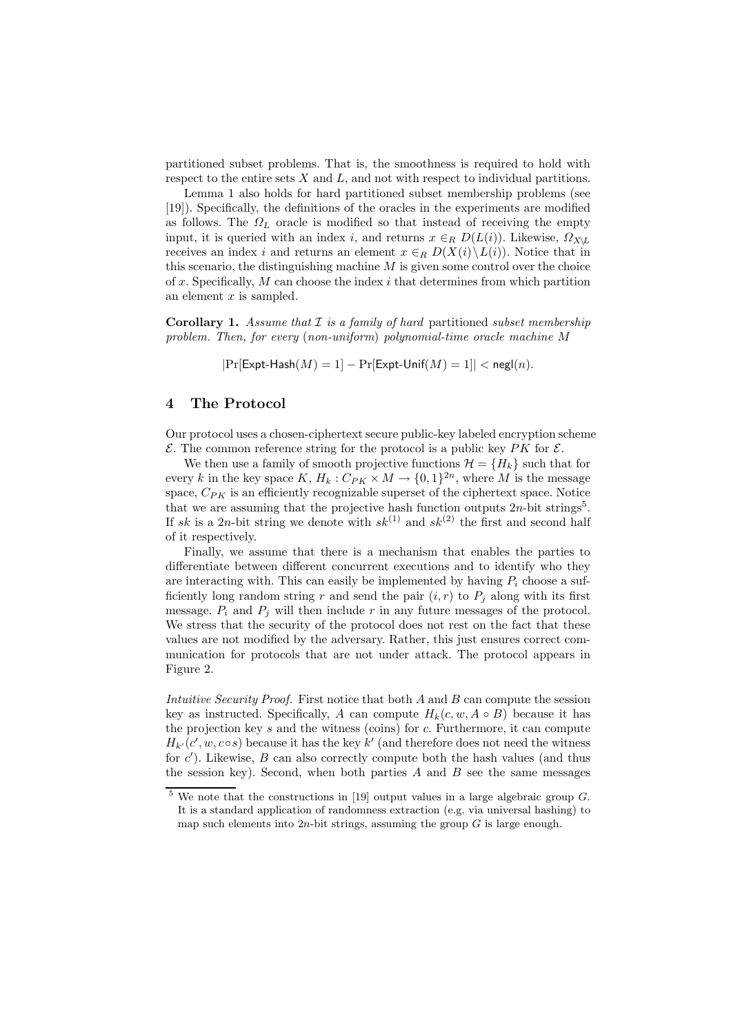partitioned subset problems. That is, the smoothness is required to hold with respect to the entire sets $X$ and $L$, and not with respect to individual partitions.

Lemma 1 also holds for hard partitioned subset membership problems (see [19]). Specifically, the definitions of the oracles in the experiments are modified as follows. The $\Omega_L$ oracle is modified so that instead of receiving the empty input, it is queried with an index $i$, and returns $x \in_R D(L(i))$. Likewise, $\Omega_{X \setminus L}$ receives an index $i$ and returns an element $x \in_R D(X(i) \setminus L(i))$. Notice that in this scenario, the distinguishing machine $M$ is given some control over the choice of $x$. Specifically, $M$ can choose the index $i$ that determines from which partition an element $x$ is sampled.

**Corollary 1.** *Assume that $\mathcal{I}$ is a family of hard partitioned subset membership problem. Then, for every (non-uniform) polynomial-time oracle machine $M$*

$$|\Pr[\mathsf{Expt\text{-}Hash}(M) = 1] - \Pr[\mathsf{Expt\text{-}Unif}(M) = 1]| < \mathsf{negl}(n).$$

## 4 The Protocol

Our protocol uses a chosen-ciphertext secure public-key labeled encryption scheme $\mathcal{E}$. The common reference string for the protocol is a public key $PK$ for $\mathcal{E}$.

We then use a family of smooth projective functions $\mathcal{H} = \{H_k\}$ such that for every $k$ in the key space $K$, $H_k : C_{PK} \times M \to \{0,1\}^{2n}$, where $M$ is the message space, $C_{PK}$ is an efficiently recognizable superset of the ciphertext space. Notice that we are assuming that the projective hash function outputs $2n$-bit strings[5]. If $sk$ is a $2n$-bit string we denote with $sk^{(1)}$ and $sk^{(2)}$ the first and second half of it respectively.

Finally, we assume that there is a mechanism that enables the parties to differentiate between different concurrent executions and to identify who they are interacting with. This can easily be implemented by having $P_i$ choose a sufficiently long random string $r$ and send the pair $(i, r)$ to $P_j$ along with its first message. $P_i$ and $P_j$ will then include $r$ in any future messages of the protocol. We stress that the security of the protocol does not rest on the fact that these values are not modified by the adversary. Rather, this just ensures correct communication for protocols that are not under attack. The protocol appears in Figure 2.

*Intuitive Security Proof.* First notice that both $A$ and $B$ can compute the session key as instructed. Specifically, $A$ can compute $H_k(c, w, A \circ B)$ because it has the projection key $s$ and the witness (coins) for $c$. Furthermore, it can compute $H_{k'}(c', w, c \circ s)$ because it has the key $k'$ (and therefore does not need the witness for $c'$). Likewise, $B$ can also correctly compute both the hash values (and thus the session key). Second, when both parties $A$ and $B$ see the same messages

[5] We note that the constructions in [19] output values in a large algebraic group $G$. It is a standard application of randomness extraction (e.g. via universal hashing) to map such elements into $2n$-bit strings, assuming the group $G$ is large enough.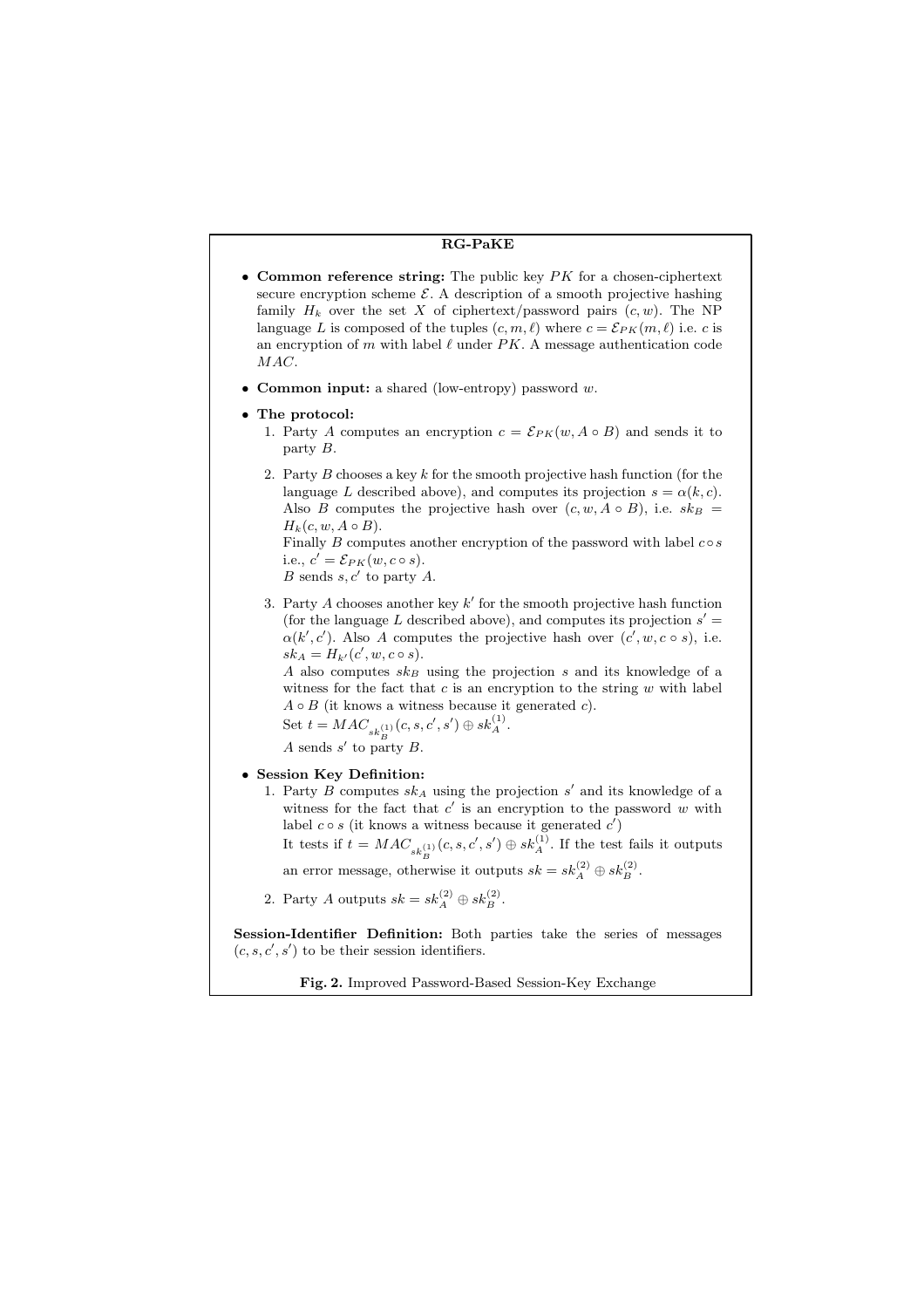**RG-PaKE**

- **Common reference string:** The public key $PK$ for a chosen-ciphertext secure encryption scheme $\mathcal{E}$. A description of a smooth projective hashing family $H_k$ over the set $X$ of ciphertext/password pairs $(c, w)$. The NP language $L$ is composed of the tuples $(c, m, \ell)$ where $c = \mathcal{E}_{PK}(m, \ell)$ i.e. $c$ is an encryption of $m$ with label $\ell$ under $PK$. A message authentication code $MAC$.

- **Common input:** a shared (low-entropy) password $w$.

- **The protocol:**
  1. Party $A$ computes an encryption $c = \mathcal{E}_{PK}(w, A \circ B)$ and sends it to party $B$.
  2. Party $B$ chooses a key $k$ for the smooth projective hash function (for the language $L$ described above), and computes its projection $s = \alpha(k, c)$. Also $B$ computes the projective hash over $(c, w, A \circ B)$, i.e. $sk_B = H_k(c, w, A \circ B)$.
     Finally $B$ computes another encryption of the password with label $c \circ s$ i.e., $c' = \mathcal{E}_{PK}(w, c \circ s)$.
     $B$ sends $s, c'$ to party $A$.
  3. Party $A$ chooses another key $k'$ for the smooth projective hash function (for the language $L$ described above), and computes its projection $s' = \alpha(k', c')$. Also $A$ computes the projective hash over $(c', w, c \circ s)$, i.e. $sk_A = H_{k'}(c', w, c \circ s)$.
     $A$ also computes $sk_B$ using the projection $s$ and its knowledge of a witness for the fact that $c$ is an encryption to the string $w$ with label $A \circ B$ (it knows a witness because it generated $c$).
     Set $t = MAC_{sk_B^{(1)}}(c, s, c', s') \oplus sk_A^{(1)}$.
     $A$ sends $s'$ to party $B$.

- **Session Key Definition:**
  1. Party $B$ computes $sk_A$ using the projection $s'$ and its knowledge of a witness for the fact that $c'$ is an encryption to the password $w$ with label $c \circ s$ (it knows a witness because it generated $c'$)
     It tests if $t = MAC_{sk_B^{(1)}}(c, s, c', s') \oplus sk_A^{(1)}$. If the test fails it outputs an error message, otherwise it outputs $sk = sk_A^{(2)} \oplus sk_B^{(2)}$.
  2. Party $A$ outputs $sk = sk_A^{(2)} \oplus sk_B^{(2)}$.

**Session-Identifier Definition:** Both parties take the series of messages $(c, s, c', s')$ to be their session identifiers.

**Fig. 2.** Improved Password-Based Session-Key Exchange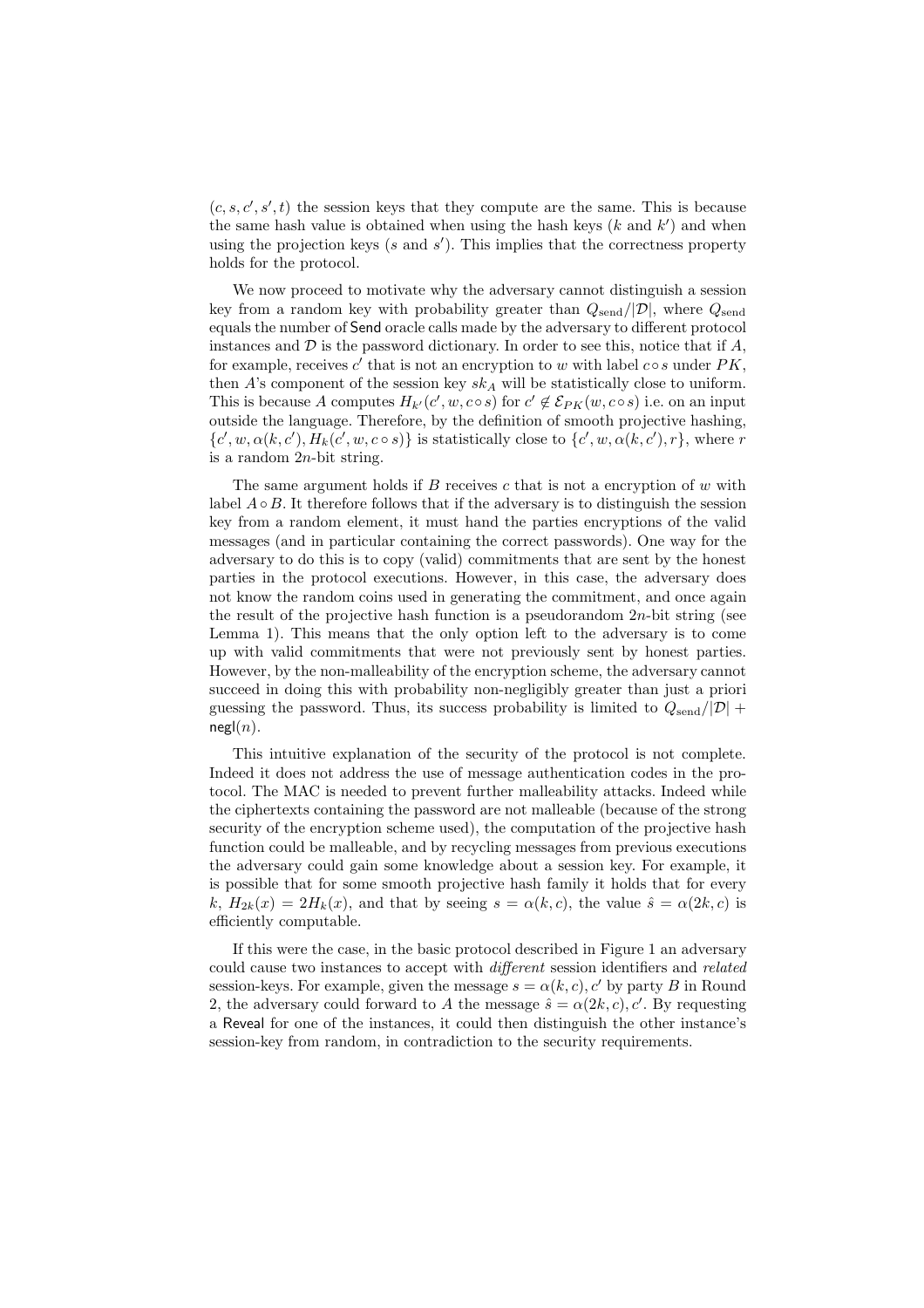$(c, s, c', s', t)$ the session keys that they compute are the same. This is because the same hash value is obtained when using the hash keys ($k$ and $k'$) and when using the projection keys ($s$ and $s'$). This implies that the correctness property holds for the protocol.

We now proceed to motivate why the adversary cannot distinguish a session key from a random key with probability greater than $Q_{\rm send}/|\mathcal{D}|$, where $Q_{\rm send}$ equals the number of Send oracle calls made by the adversary to different protocol instances and $\mathcal{D}$ is the password dictionary. In order to see this, notice that if $A$, for example, receives $c'$ that is not an encryption to $w$ with label $c \circ s$ under $PK$, then $A$'s component of the session key $sk_A$ will be statistically close to uniform. This is because $A$ computes $H_{k'}(c', w, c \circ s)$ for $c' \notin \mathcal{E}_{PK}(w, c \circ s)$ i.e. on an input outside the language. Therefore, by the definition of smooth projective hashing, $\{c', w, \alpha(k, c'), H_k(c', w, c \circ s)\}$ is statistically close to $\{c', w, \alpha(k, c'), r\}$, where $r$ is a random $2n$-bit string.

The same argument holds if $B$ receives $c$ that is not a encryption of $w$ with label $A \circ B$. It therefore follows that if the adversary is to distinguish the session key from a random element, it must hand the parties encryptions of the valid messages (and in particular containing the correct passwords). One way for the adversary to do this is to copy (valid) commitments that are sent by the honest parties in the protocol executions. However, in this case, the adversary does not know the random coins used in generating the commitment, and once again the result of the projective hash function is a pseudorandom $2n$-bit string (see Lemma 1). This means that the only option left to the adversary is to come up with valid commitments that were not previously sent by honest parties. However, by the non-malleability of the encryption scheme, the adversary cannot succeed in doing this with probability non-negligibly greater than just a priori guessing the password. Thus, its success probability is limited to $Q_{\rm send}/|\mathcal{D}| + \mathsf{negl}(n)$.

This intuitive explanation of the security of the protocol is not complete. Indeed it does not address the use of message authentication codes in the protocol. The MAC is needed to prevent further malleability attacks. Indeed while the ciphertexts containing the password are not malleable (because of the strong security of the encryption scheme used), the computation of the projective hash function could be malleable, and by recycling messages from previous executions the adversary could gain some knowledge about a session key. For example, it is possible that for some smooth projective hash family it holds that for every $k$, $H_{2k}(x) = 2H_k(x)$, and that by seeing $s = \alpha(k, c)$, the value $\hat{s} = \alpha(2k, c)$ is efficiently computable.

If this were the case, in the basic protocol described in Figure 1 an adversary could cause two instances to accept with *different* session identifiers and *related* session-keys. For example, given the message $s = \alpha(k, c), c'$ by party $B$ in Round 2, the adversary could forward to $A$ the message $\hat{s} = \alpha(2k, c), c'$. By requesting a Reveal for one of the instances, it could then distinguish the other instance's session-key from random, in contradiction to the security requirements.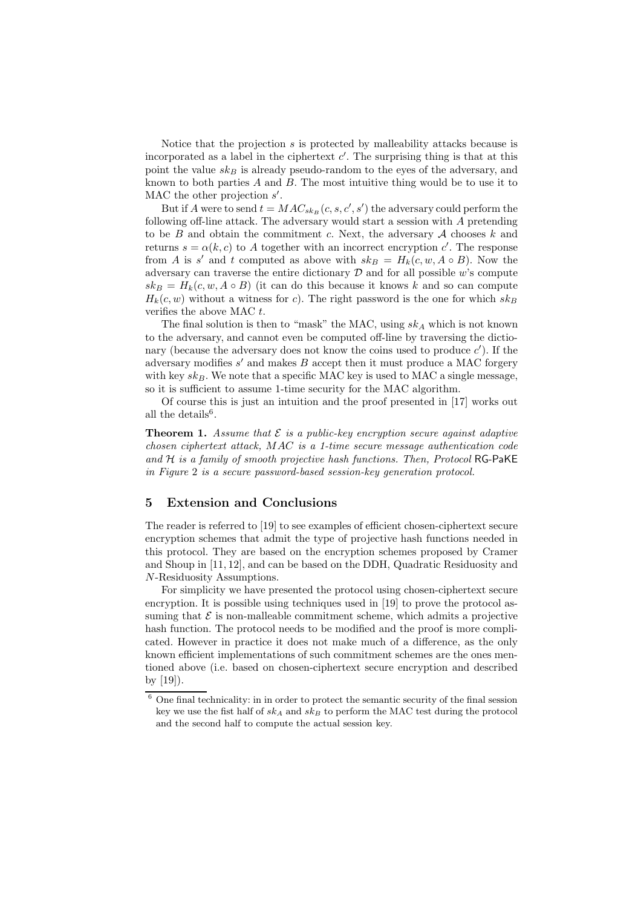Notice that the projection $s$ is protected by malleability attacks because is incorporated as a label in the ciphertext $c'$. The surprising thing is that at this point the value $sk_B$ is already pseudo-random to the eyes of the adversary, and known to both parties $A$ and $B$. The most intuitive thing would be to use it to MAC the other projection $s'$.

But if $A$ were to send $t = MAC_{sk_B}(c, s, c', s')$ the adversary could perform the following off-line attack. The adversary would start a session with $A$ pretending to be $B$ and obtain the commitment $c$. Next, the adversary $\mathcal{A}$ chooses $k$ and returns $s = \alpha(k, c)$ to $A$ together with an incorrect encryption $c'$. The response from $A$ is $s'$ and $t$ computed as above with $sk_B = H_k(c, w, A \circ B)$. Now the adversary can traverse the entire dictionary $\mathcal{D}$ and for all possible $w$'s compute $sk_B = H_k(c, w, A \circ B)$ (it can do this because it knows $k$ and so can compute $H_k(c, w)$ without a witness for $c$). The right password is the one for which $sk_B$ verifies the above MAC $t$.

The final solution is then to "mask" the MAC, using $sk_A$ which is not known to the adversary, and cannot even be computed off-line by traversing the dictionary (because the adversary does not know the coins used to produce $c'$). If the adversary modifies $s'$ and makes $B$ accept then it must produce a MAC forgery with key $sk_B$. We note that a specific MAC key is used to MAC a single message, so it is sufficient to assume 1-time security for the MAC algorithm.

Of course this is just an intuition and the proof presented in [17] works out all the details[6].

**Theorem 1.** *Assume that $\mathcal{E}$ is a public-key encryption secure against adaptive chosen ciphertext attack, $MAC$ is a 1-time secure message authentication code and $\mathcal{H}$ is a family of smooth projective hash functions. Then, Protocol* RG-PaKE *in Figure 2 is a secure password-based session-key generation protocol.*

## 5 Extension and Conclusions

The reader is referred to [19] to see examples of efficient chosen-ciphertext secure encryption schemes that admit the type of projective hash functions needed in this protocol. They are based on the encryption schemes proposed by Cramer and Shoup in [11, 12], and can be based on the DDH, Quadratic Residuosity and $N$-Residuosity Assumptions.

For simplicity we have presented the protocol using chosen-ciphertext secure encryption. It is possible using techniques used in [19] to prove the protocol assuming that $\mathcal{E}$ is non-malleable commitment scheme, which admits a projective hash function. The protocol needs to be modified and the proof is more complicated. However in practice it does not make much of a difference, as the only known efficient implementations of such commitment schemes are the ones mentioned above (i.e. based on chosen-ciphertext secure encryption and described by [19]).

---

[6] One final technicality: in in order to protect the semantic security of the final session key we use the fist half of $sk_A$ and $sk_B$ to perform the MAC test during the protocol and the second half to compute the actual session key.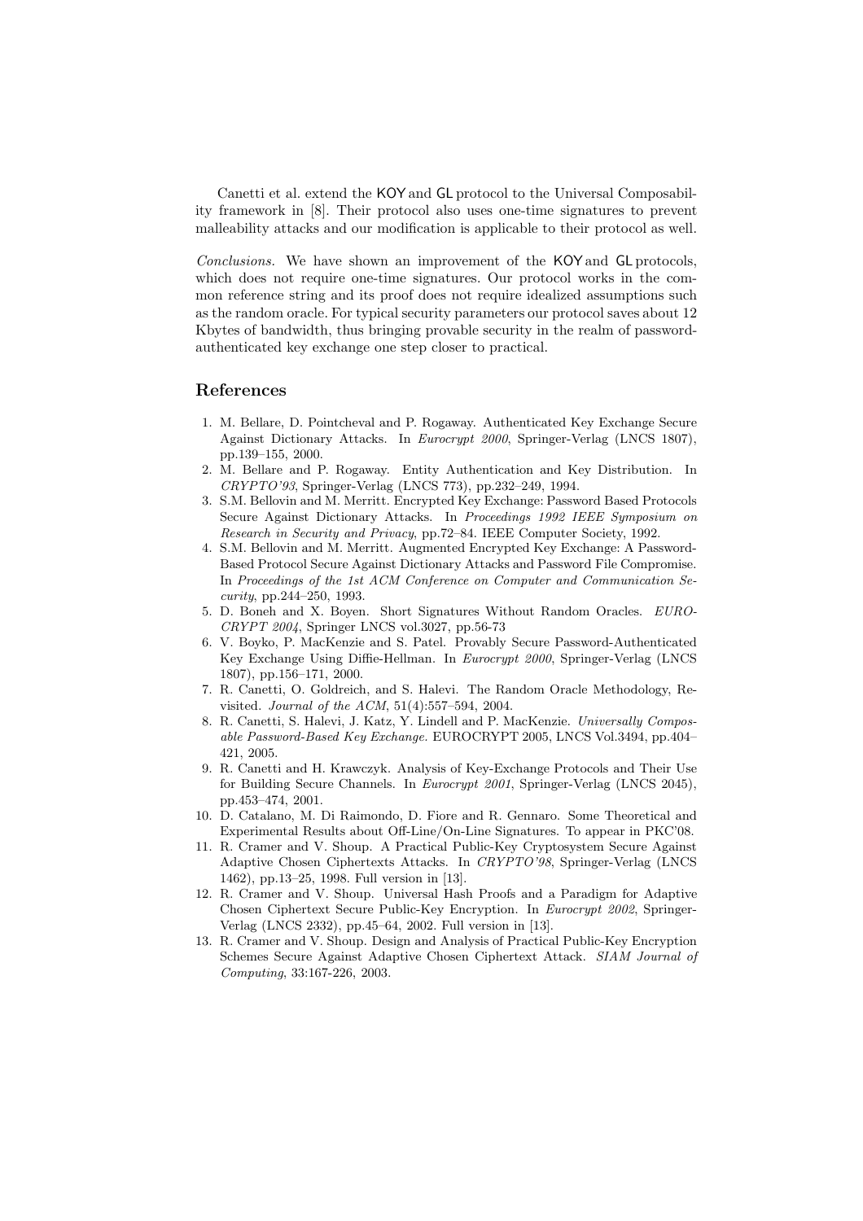Canetti et al. extend the KOY and GL protocol to the Universal Composability framework in [8]. Their protocol also uses one-time signatures to prevent malleability attacks and our modification is applicable to their protocol as well.

*Conclusions.* We have shown an improvement of the KOY and GL protocols, which does not require one-time signatures. Our protocol works in the common reference string and its proof does not require idealized assumptions such as the random oracle. For typical security parameters our protocol saves about 12 Kbytes of bandwidth, thus bringing provable security in the realm of password-authenticated key exchange one step closer to practical.

## References

1. M. Bellare, D. Pointcheval and P. Rogaway. Authenticated Key Exchange Secure Against Dictionary Attacks. In *Eurocrypt 2000*, Springer-Verlag (LNCS 1807), pp.139–155, 2000.
2. M. Bellare and P. Rogaway. Entity Authentication and Key Distribution. In *CRYPTO'93*, Springer-Verlag (LNCS 773), pp.232–249, 1994.
3. S.M. Bellovin and M. Merritt. Encrypted Key Exchange: Password Based Protocols Secure Against Dictionary Attacks. In *Proceedings 1992 IEEE Symposium on Research in Security and Privacy*, pp.72–84. IEEE Computer Society, 1992.
4. S.M. Bellovin and M. Merritt. Augmented Encrypted Key Exchange: A Password-Based Protocol Secure Against Dictionary Attacks and Password File Compromise. In *Proceedings of the 1st ACM Conference on Computer and Communication Security*, pp.244–250, 1993.
5. D. Boneh and X. Boyen. Short Signatures Without Random Oracles. *EUROCRYPT 2004*, Springer LNCS vol.3027, pp.56-73
6. V. Boyko, P. MacKenzie and S. Patel. Provably Secure Password-Authenticated Key Exchange Using Diffie-Hellman. In *Eurocrypt 2000*, Springer-Verlag (LNCS 1807), pp.156–171, 2000.
7. R. Canetti, O. Goldreich, and S. Halevi. The Random Oracle Methodology, Revisited. *Journal of the ACM*, 51(4):557–594, 2004.
8. R. Canetti, S. Halevi, J. Katz, Y. Lindell and P. MacKenzie. *Universally Composable Password-Based Key Exchange.* EUROCRYPT 2005, LNCS Vol.3494, pp.404–421, 2005.
9. R. Canetti and H. Krawczyk. Analysis of Key-Exchange Protocols and Their Use for Building Secure Channels. In *Eurocrypt 2001*, Springer-Verlag (LNCS 2045), pp.453–474, 2001.
10. D. Catalano, M. Di Raimondo, D. Fiore and R. Gennaro. Some Theoretical and Experimental Results about Off-Line/On-Line Signatures. To appear in PKC'08.
11. R. Cramer and V. Shoup. A Practical Public-Key Cryptosystem Secure Against Adaptive Chosen Ciphertexts Attacks. In *CRYPTO'98*, Springer-Verlag (LNCS 1462), pp.13–25, 1998. Full version in [13].
12. R. Cramer and V. Shoup. Universal Hash Proofs and a Paradigm for Adaptive Chosen Ciphertext Secure Public-Key Encryption. In *Eurocrypt 2002*, Springer-Verlag (LNCS 2332), pp.45–64, 2002. Full version in [13].
13. R. Cramer and V. Shoup. Design and Analysis of Practical Public-Key Encryption Schemes Secure Against Adaptive Chosen Ciphertext Attack. *SIAM Journal of Computing*, 33:167-226, 2003.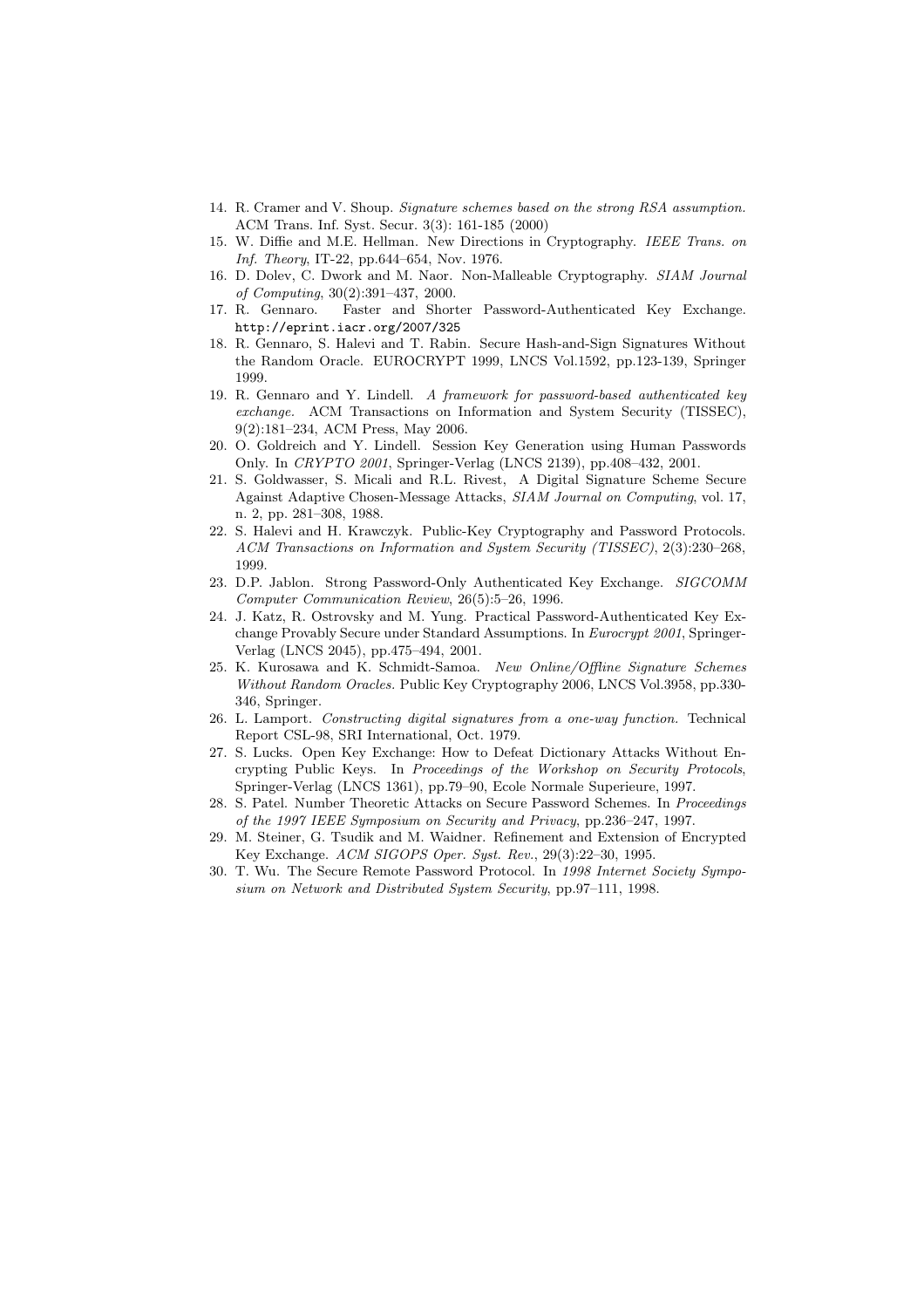14. R. Cramer and V. Shoup. *Signature schemes based on the strong RSA assumption.* ACM Trans. Inf. Syst. Secur. 3(3): 161-185 (2000)
15. W. Diffie and M.E. Hellman. New Directions in Cryptography. *IEEE Trans. on Inf. Theory*, IT-22, pp.644–654, Nov. 1976.
16. D. Dolev, C. Dwork and M. Naor. Non-Malleable Cryptography. *SIAM Journal of Computing*, 30(2):391–437, 2000.
17. R. Gennaro. Faster and Shorter Password-Authenticated Key Exchange. `http://eprint.iacr.org/2007/325`
18. R. Gennaro, S. Halevi and T. Rabin. Secure Hash-and-Sign Signatures Without the Random Oracle. EUROCRYPT 1999, LNCS Vol.1592, pp.123-139, Springer 1999.
19. R. Gennaro and Y. Lindell. *A framework for password-based authenticated key exchange.* ACM Transactions on Information and System Security (TISSEC), 9(2):181–234, ACM Press, May 2006.
20. O. Goldreich and Y. Lindell. Session Key Generation using Human Passwords Only. In *CRYPTO 2001*, Springer-Verlag (LNCS 2139), pp.408–432, 2001.
21. S. Goldwasser, S. Micali and R.L. Rivest, A Digital Signature Scheme Secure Against Adaptive Chosen-Message Attacks, *SIAM Journal on Computing*, vol. 17, n. 2, pp. 281–308, 1988.
22. S. Halevi and H. Krawczyk. Public-Key Cryptography and Password Protocols. *ACM Transactions on Information and System Security (TISSEC)*, 2(3):230–268, 1999.
23. D.P. Jablon. Strong Password-Only Authenticated Key Exchange. *SIGCOMM Computer Communication Review*, 26(5):5–26, 1996.
24. J. Katz, R. Ostrovsky and M. Yung. Practical Password-Authenticated Key Exchange Provably Secure under Standard Assumptions. In *Eurocrypt 2001*, Springer-Verlag (LNCS 2045), pp.475–494, 2001.
25. K. Kurosawa and K. Schmidt-Samoa. *New Online/Offline Signature Schemes Without Random Oracles.* Public Key Cryptography 2006, LNCS Vol.3958, pp.330-346, Springer.
26. L. Lamport. *Constructing digital signatures from a one-way function.* Technical Report CSL-98, SRI International, Oct. 1979.
27. S. Lucks. Open Key Exchange: How to Defeat Dictionary Attacks Without Encrypting Public Keys. In *Proceedings of the Workshop on Security Protocols*, Springer-Verlag (LNCS 1361), pp.79–90, Ecole Normale Superieure, 1997.
28. S. Patel. Number Theoretic Attacks on Secure Password Schemes. In *Proceedings of the 1997 IEEE Symposium on Security and Privacy*, pp.236–247, 1997.
29. M. Steiner, G. Tsudik and M. Waidner. Refinement and Extension of Encrypted Key Exchange. *ACM SIGOPS Oper. Syst. Rev.*, 29(3):22–30, 1995.
30. T. Wu. The Secure Remote Password Protocol. In *1998 Internet Society Symposium on Network and Distributed System Security*, pp.97–111, 1998.